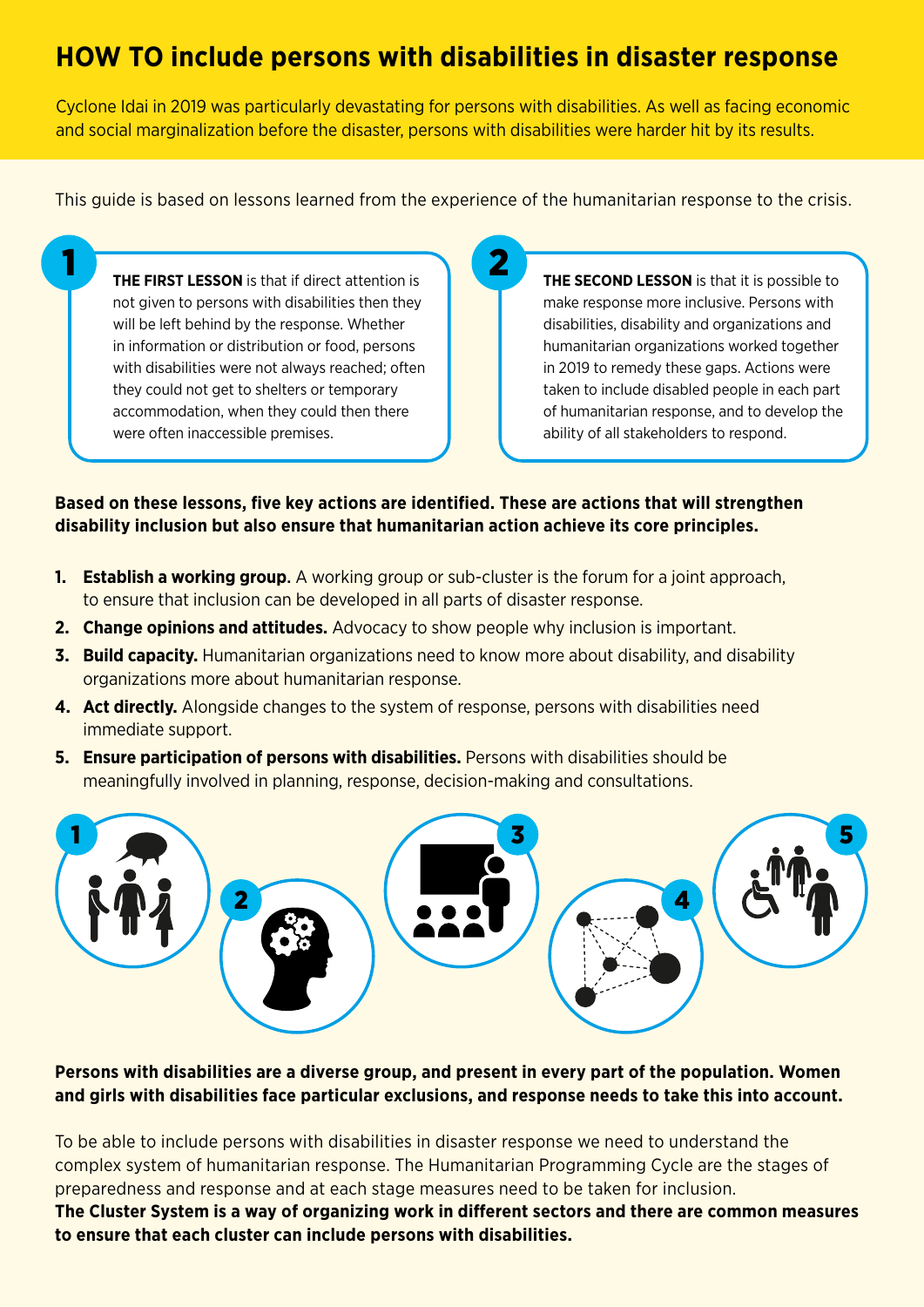# HOW TO include persons with disabilities in disaster response

Cyclone Idai in 2019 was particularly devastating for persons with disabilities. As well as facing economic and social marginalization before the disaster, persons with disabilities were harder hit by its results.

This guide is based on lessons learned from the experience of the humanitarian response to the crisis.

**1**

**THE FIRST LESSON** is that if direct attention is not given to persons with disabilities then they will be left behind by the response. Whether in information or distribution or food, persons with disabilities were not always reached; often they could not get to shelters or temporary accommodation, when they could then there were often inaccessible premises.

**2**

**THE SECOND LESSON** is that it is possible to make response more inclusive. Persons with disabilities, disability and organizations and humanitarian organizations worked together in 2019 to remedy these gaps. Actions were taken to include disabled people in each part of humanitarian response, and to develop the ability of all stakeholders to respond.

**Based on these lessons, five key actions are identified. These are actions that will strengthen disability inclusion but also ensure that humanitarian action achieve its core principles.**

1. **Establish a working group.** A working group or sub-cluster is the forum for a joint approach, to ensure that inclusion can be developed in all parts of disaster response.
2. **Change opinions and attitudes.** Advocacy to show people why inclusion is important.
3. **Build capacity.** Humanitarian organizations need to know more about disability, and disability organizations more about humanitarian response.
4. **Act directly.** Alongside changes to the system of response, persons with disabilities need immediate support.
5. **Ensure participation of persons with disabilities.** Persons with disabilities should be meaningfully involved in planning, response, decision-making and consultations.

**Persons with disabilities are a diverse group, and present in every part of the population. Women and girls with disabilities face particular exclusions, and response needs to take this into account.**

To be able to include persons with disabilities in disaster response we need to understand the complex system of humanitarian response. The Humanitarian Programming Cycle are the stages of preparedness and response and at each stage measures need to be taken for inclusion.
**The Cluster System is a way of organizing work in different sectors and there are common measures to ensure that each cluster can include persons with disabilities.**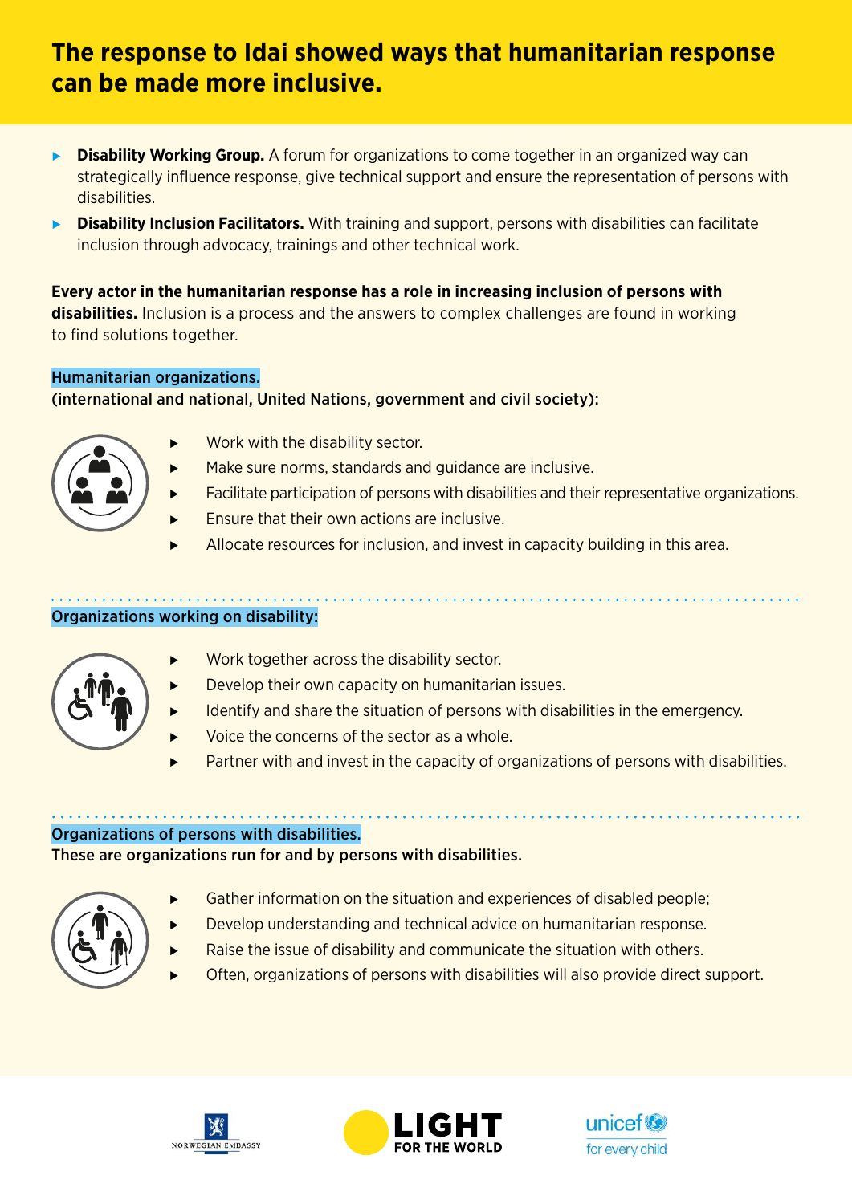# The response to Idai showed ways that humanitarian response can be made more inclusive.

- **Disability Working Group.** A forum for organizations to come together in an organized way can strategically influence response, give technical support and ensure the representation of persons with disabilities.
- **Disability Inclusion Facilitators.** With training and support, persons with disabilities can facilitate inclusion through advocacy, trainings and other technical work.

**Every actor in the humanitarian response has a role in increasing inclusion of persons with disabilities.** Inclusion is a process and the answers to complex challenges are found in working to find solutions together.

## Humanitarian organizations.

**(international and national, United Nations, government and civil society):**

- Work with the disability sector.
- Make sure norms, standards and guidance are inclusive.
- Facilitate participation of persons with disabilities and their representative organizations.
- Ensure that their own actions are inclusive.
- Allocate resources for inclusion, and invest in capacity building in this area.

## Organizations working on disability:

- Work together across the disability sector.
- Develop their own capacity on humanitarian issues.
- Identify and share the situation of persons with disabilities in the emergency.
- Voice the concerns of the sector as a whole.
- Partner with and invest in the capacity of organizations of persons with disabilities.

## Organizations of persons with disabilities.

**These are organizations run for and by persons with disabilities.**

- Gather information on the situation and experiences of disabled people;
- Develop understanding and technical advice on humanitarian response.
- Raise the issue of disability and communicate the situation with others.
- Often, organizations of persons with disabilities will also provide direct support.

NORWEGIAN EMBASSY

LIGHT FOR THE WORLD

unicef for every child